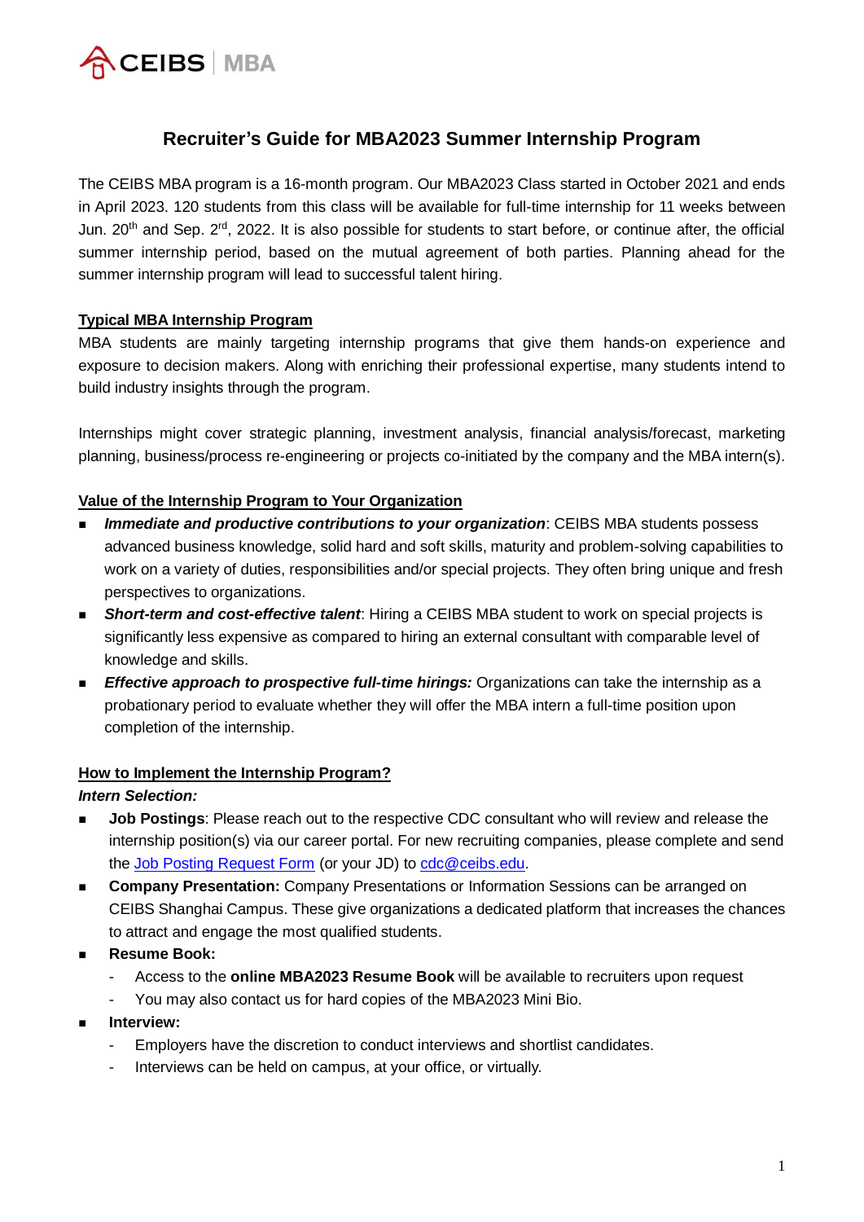# Recruiter's Guide for MBA2023 Summer Internship Program

The CEIBS MBA program is a 16-month program. Our MBA2023 Class started in October 2021 and ends in April 2023. 120 students from this class will be available for full-time internship for 11 weeks between Jun. 20th and Sep. 2nd, 2022. It is also possible for students to start before, or continue after, the official summer internship period, based on the mutual agreement of both parties. Planning ahead for the summer internship program will lead to successful talent hiring.

## Typical MBA Internship Program

MBA students are mainly targeting internship programs that give them hands-on experience and exposure to decision makers. Along with enriching their professional expertise, many students intend to build industry insights through the program.

Internships might cover strategic planning, investment analysis, financial analysis/forecast, marketing planning, business/process re-engineering or projects co-initiated by the company and the MBA intern(s).

## Value of the Internship Program to Your Organization

- ***Immediate and productive contributions to your organization***: CEIBS MBA students possess advanced business knowledge, solid hard and soft skills, maturity and problem-solving capabilities to work on a variety of duties, responsibilities and/or special projects. They often bring unique and fresh perspectives to organizations.
- ***Short-term and cost-effective talent***: Hiring a CEIBS MBA student to work on special projects is significantly less expensive as compared to hiring an external consultant with comparable level of knowledge and skills.
- ***Effective approach to prospective full-time hirings:*** Organizations can take the internship as a probationary period to evaluate whether they will offer the MBA intern a full-time position upon completion of the internship.

## How to Implement the Internship Program?

***Intern Selection:***

- **Job Postings**: Please reach out to the respective CDC consultant who will review and release the internship position(s) via our career portal. For new recruiting companies, please complete and send the Job Posting Request Form (or your JD) to cdc@ceibs.edu.
- **Company Presentation:** Company Presentations or Information Sessions can be arranged on CEIBS Shanghai Campus. These give organizations a dedicated platform that increases the chances to attract and engage the most qualified students.
- **Resume Book:**
  - Access to the **online MBA2023 Resume Book** will be available to recruiters upon request
  - You may also contact us for hard copies of the MBA2023 Mini Bio.
- **Interview:**
  - Employers have the discretion to conduct interviews and shortlist candidates.
  - Interviews can be held on campus, at your office, or virtually.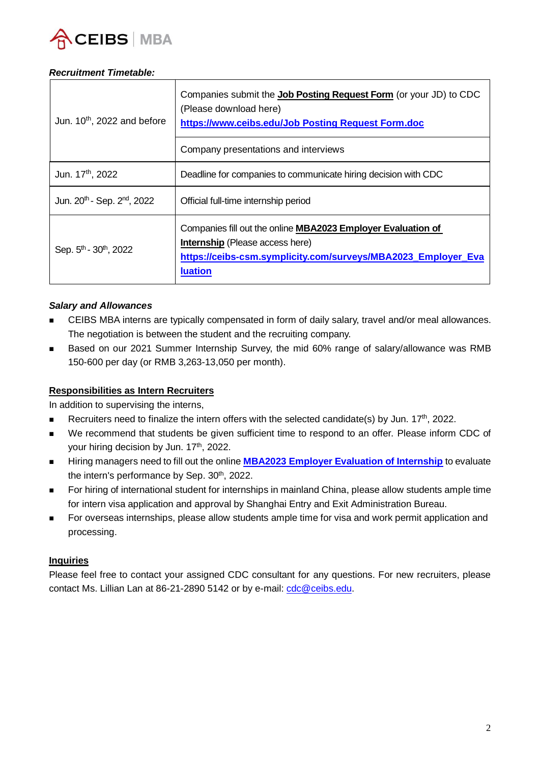***Recruitment Timetable:***

| | |
|---|---|
| Jun. 10th, 2022 and before | Companies submit the **Job Posting Request Form** (or your JD) to CDC (Please download here) **https://www.ceibs.edu/Job Posting Request Form.doc** |
| | Company presentations and interviews |
| Jun. 17th, 2022 | Deadline for companies to communicate hiring decision with CDC |
| Jun. 20th - Sep. 2nd, 2022 | Official full-time internship period |
| Sep. 5th - 30th, 2022 | Companies fill out the online **MBA2023 Employer Evaluation of Internship** (Please access here) **https://ceibs-csm.symplicity.com/surveys/MBA2023_Employer_Evaluation** |

***Salary and Allowances***

- CEIBS MBA interns are typically compensated in form of daily salary, travel and/or meal allowances. The negotiation is between the student and the recruiting company.
- Based on our 2021 Summer Internship Survey, the mid 60% range of salary/allowance was RMB 150-600 per day (or RMB 3,263-13,050 per month).

**Responsibilities as Intern Recruiters**

In addition to supervising the interns,

- Recruiters need to finalize the intern offers with the selected candidate(s) by Jun. 17th, 2022.
- We recommend that students be given sufficient time to respond to an offer. Please inform CDC of your hiring decision by Jun. 17th, 2022.
- Hiring managers need to fill out the online **MBA2023 Employer Evaluation of Internship** to evaluate the intern's performance by Sep. 30th, 2022.
- For hiring of international student for internships in mainland China, please allow students ample time for intern visa application and approval by Shanghai Entry and Exit Administration Bureau.
- For overseas internships, please allow students ample time for visa and work permit application and processing.

**Inquiries**

Please feel free to contact your assigned CDC consultant for any questions. For new recruiters, please contact Ms. Lillian Lan at 86-21-2890 5142 or by e-mail: cdc@ceibs.edu.